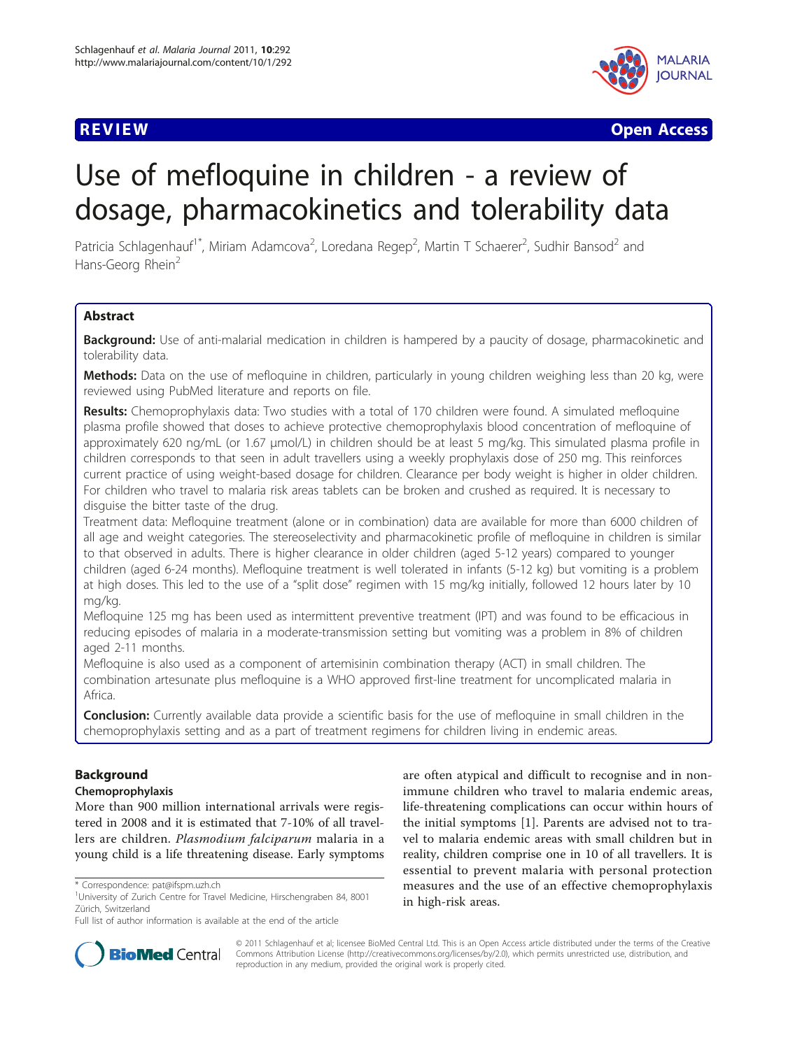REVIEW Open Access

# Use of mefloquine in children - a review of dosage, pharmacokinetics and tolerability data

Patricia Schlagenhauf[1*], Miriam Adamcova[2], Loredana Regep[2], Martin T Schaerer[2], Sudhir Bansod[2] and Hans-Georg Rhein[2]

## Abstract

**Background:** Use of anti-malarial medication in children is hampered by a paucity of dosage, pharmacokinetic and tolerability data.

**Methods:** Data on the use of mefloquine in children, particularly in young children weighing less than 20 kg, were reviewed using PubMed literature and reports on file.

**Results:** Chemoprophylaxis data: Two studies with a total of 170 children were found. A simulated mefloquine plasma profile showed that doses to achieve protective chemoprophylaxis blood concentration of mefloquine of approximately 620 ng/mL (or 1.67 μmol/L) in children should be at least 5 mg/kg. This simulated plasma profile in children corresponds to that seen in adult travellers using a weekly prophylaxis dose of 250 mg. This reinforces current practice of using weight-based dosage for children. Clearance per body weight is higher in older children. For children who travel to malaria risk areas tablets can be broken and crushed as required. It is necessary to disguise the bitter taste of the drug.

Treatment data: Mefloquine treatment (alone or in combination) data are available for more than 6000 children of all age and weight categories. The stereoselectivity and pharmacokinetic profile of mefloquine in children is similar to that observed in adults. There is higher clearance in older children (aged 5-12 years) compared to younger children (aged 6-24 months). Mefloquine treatment is well tolerated in infants (5-12 kg) but vomiting is a problem at high doses. This led to the use of a "split dose" regimen with 15 mg/kg initially, followed 12 hours later by 10 mg/kg.

Mefloquine 125 mg has been used as intermittent preventive treatment (IPT) and was found to be efficacious in reducing episodes of malaria in a moderate-transmission setting but vomiting was a problem in 8% of children aged 2-11 months.

Mefloquine is also used as a component of artemisinin combination therapy (ACT) in small children. The combination artesunate plus mefloquine is a WHO approved first-line treatment for uncomplicated malaria in Africa.

**Conclusion:** Currently available data provide a scientific basis for the use of mefloquine in small children in the chemoprophylaxis setting and as a part of treatment regimens for children living in endemic areas.

## Background

### Chemoprophylaxis

More than 900 million international arrivals were registered in 2008 and it is estimated that 7-10% of all travellers are children. *Plasmodium falciparum* malaria in a young child is a life threatening disease. Early symptoms are often atypical and difficult to recognise and in non-immune children who travel to malaria endemic areas, life-threatening complications can occur within hours of the initial symptoms [1]. Parents are advised not to travel to malaria endemic areas with small children but in reality, children comprise one in 10 of all travellers. It is essential to prevent malaria with personal protection measures and the use of an effective chemoprophylaxis in high-risk areas.

\* Correspondence: pat@ifspm.uzh.ch
[1]University of Zurich Centre for Travel Medicine, Hirschengraben 84, 8001 Zürich, Switzerland
Full list of author information is available at the end of the article

© 2011 Schlagenhauf et al; licensee BioMed Central Ltd. This is an Open Access article distributed under the terms of the Creative Commons Attribution License (http://creativecommons.org/licenses/by/2.0), which permits unrestricted use, distribution, and reproduction in any medium, provided the original work is properly cited.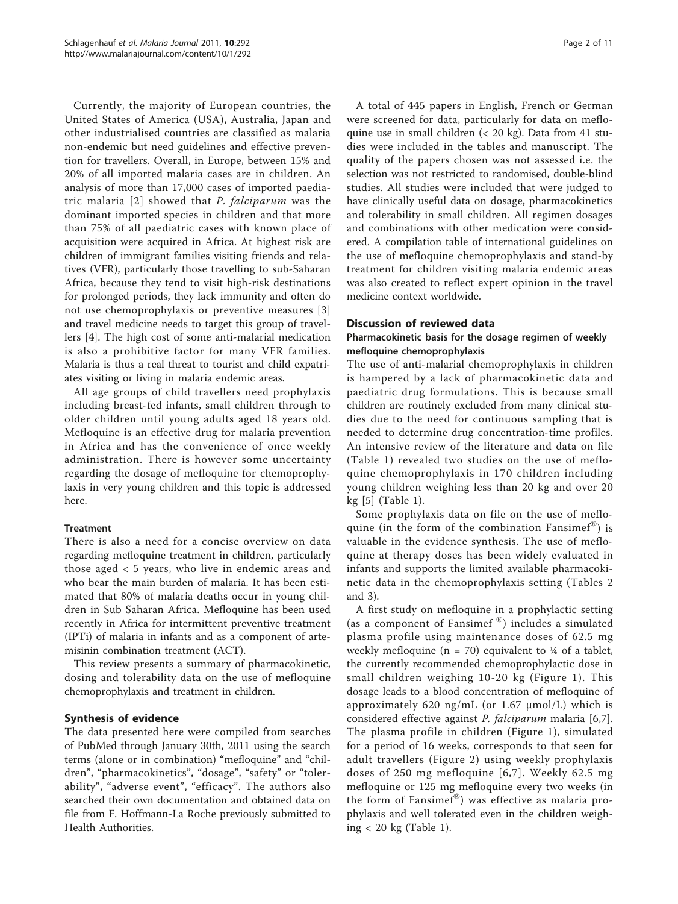Currently, the majority of European countries, the United States of America (USA), Australia, Japan and other industrialised countries are classified as malaria non-endemic but need guidelines and effective prevention for travellers. Overall, in Europe, between 15% and 20% of all imported malaria cases are in children. An analysis of more than 17,000 cases of imported paediatric malaria [2] showed that *P. falciparum* was the dominant imported species in children and that more than 75% of all paediatric cases with known place of acquisition were acquired in Africa. At highest risk are children of immigrant families visiting friends and relatives (VFR), particularly those travelling to sub-Saharan Africa, because they tend to visit high-risk destinations for prolonged periods, they lack immunity and often do not use chemoprophylaxis or preventive measures [3] and travel medicine needs to target this group of travellers [4]. The high cost of some anti-malarial medication is also a prohibitive factor for many VFR families. Malaria is thus a real threat to tourist and child expatriates visiting or living in malaria endemic areas.

All age groups of child travellers need prophylaxis including breast-fed infants, small children through to older children until young adults aged 18 years old. Mefloquine is an effective drug for malaria prevention in Africa and has the convenience of once weekly administration. There is however some uncertainty regarding the dosage of mefloquine for chemoprophylaxis in very young children and this topic is addressed here.

### Treatment

There is also a need for a concise overview on data regarding mefloquine treatment in children, particularly those aged < 5 years, who live in endemic areas and who bear the main burden of malaria. It has been estimated that 80% of malaria deaths occur in young children in Sub Saharan Africa. Mefloquine has been used recently in Africa for intermittent preventive treatment (IPTi) of malaria in infants and as a component of artemisinin combination treatment (ACT).

This review presents a summary of pharmacokinetic, dosing and tolerability data on the use of mefloquine chemoprophylaxis and treatment in children.

## Synthesis of evidence

The data presented here were compiled from searches of PubMed through January 30th, 2011 using the search terms (alone or in combination) "mefloquine" and "children", "pharmacokinetics", "dosage", "safety" or "tolerability", "adverse event", "efficacy". The authors also searched their own documentation and obtained data on file from F. Hoffmann-La Roche previously submitted to Health Authorities.

A total of 445 papers in English, French or German were screened for data, particularly for data on mefloquine use in small children (< 20 kg). Data from 41 studies were included in the tables and manuscript. The quality of the papers chosen was not assessed i.e. the selection was not restricted to randomised, double-blind studies. All studies were included that were judged to have clinically useful data on dosage, pharmacokinetics and tolerability in small children. All regimen dosages and combinations with other medication were considered. A compilation table of international guidelines on the use of mefloquine chemoprophylaxis and stand-by treatment for children visiting malaria endemic areas was also created to reflect expert opinion in the travel medicine context worldwide.

## Discussion of reviewed data

### Pharmacokinetic basis for the dosage regimen of weekly mefloquine chemoprophylaxis

The use of anti-malarial chemoprophylaxis in children is hampered by a lack of pharmacokinetic data and paediatric drug formulations. This is because small children are routinely excluded from many clinical studies due to the need for continuous sampling that is needed to determine drug concentration-time profiles. An intensive review of the literature and data on file (Table 1) revealed two studies on the use of mefloquine chemoprophylaxis in 170 children including young children weighing less than 20 kg and over 20 kg [5] (Table 1).

Some prophylaxis data on file on the use of mefloquine (in the form of the combination Fansimef®) is valuable in the evidence synthesis. The use of mefloquine at therapy doses has been widely evaluated in infants and supports the limited available pharmacokinetic data in the chemoprophylaxis setting (Tables 2 and 3).

A first study on mefloquine in a prophylactic setting (as a component of Fansimef ®) includes a simulated plasma profile using maintenance doses of 62.5 mg weekly mefloquine (n = 70) equivalent to ¼ of a tablet, the currently recommended chemoprophylactic dose in small children weighing 10-20 kg (Figure 1). This dosage leads to a blood concentration of mefloquine of approximately 620 ng/mL (or 1.67 μmol/L) which is considered effective against *P. falciparum* malaria [6,7]. The plasma profile in children (Figure 1), simulated for a period of 16 weeks, corresponds to that seen for adult travellers (Figure 2) using weekly prophylaxis doses of 250 mg mefloquine [6,7]. Weekly 62.5 mg mefloquine or 125 mg mefloquine every two weeks (in the form of Fansimef®) was effective as malaria prophylaxis and well tolerated even in the children weighing < 20 kg (Table 1).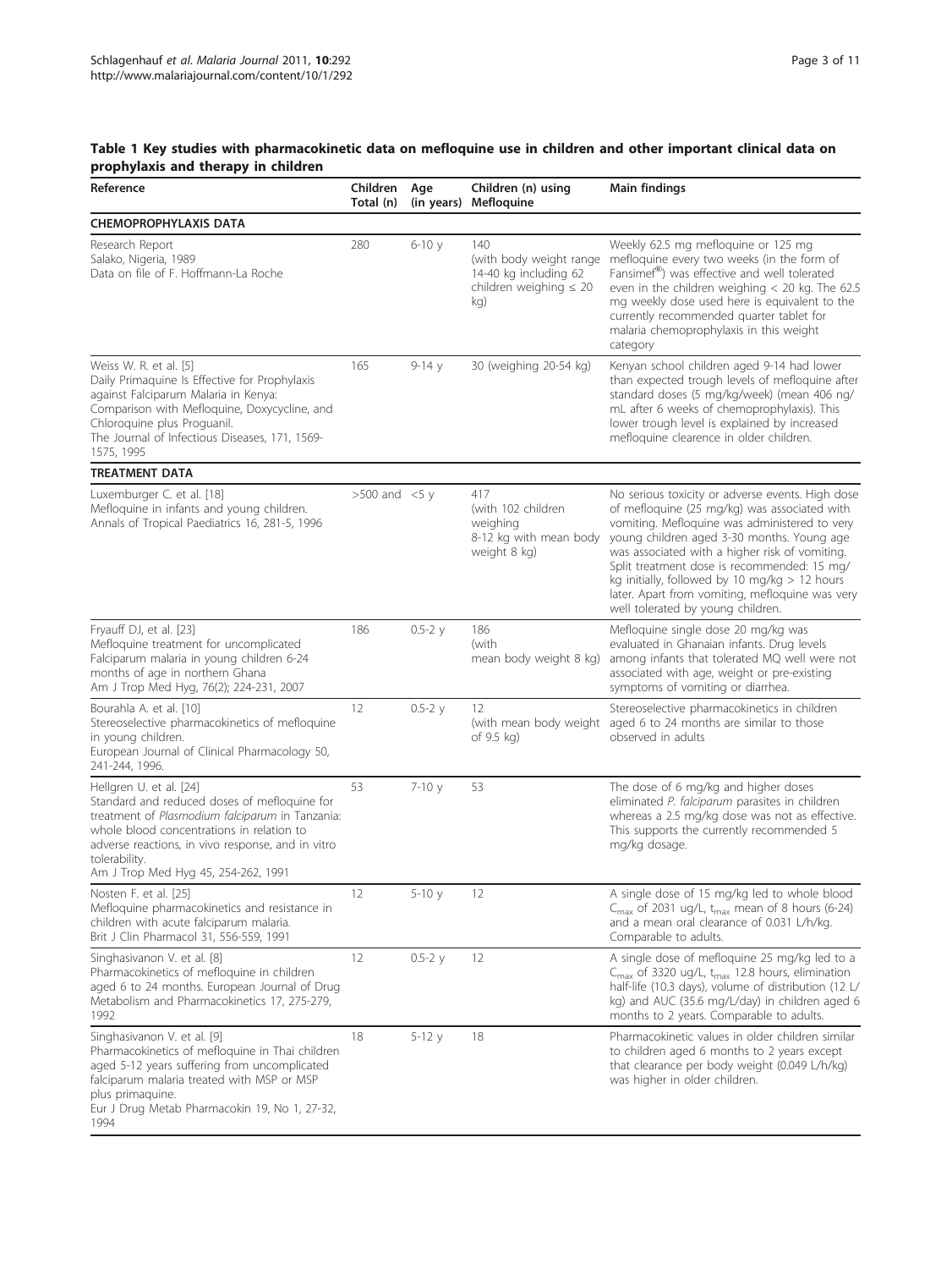**Table 1 Key studies with pharmacokinetic data on mefloquine use in children and other important clinical data on prophylaxis and therapy in children**

| Reference | Children Total (n) | Age (in years) | Children (n) using Mefloquine | Main findings |
|---|---|---|---|---|
| **CHEMOPROPHYLAXIS DATA** | | | | |
| Research Report Salako, Nigeria, 1989 Data on file of F. Hoffmann-La Roche | 280 | 6-10 y | 140 (with body weight range 14-40 kg including 62 children weighing ≤ 20 kg) | Weekly 62.5 mg mefloquine or 125 mg mefloquine every two weeks (in the form of Fansimef®) was effective and well tolerated even in the children weighing < 20 kg. The 62.5 mg weekly dose used here is equivalent to the currently recommended quarter tablet for malaria chemoprophylaxis in this weight category |
| Weiss W. R. et al. [5] Daily Primaquine Is Effective for Prophylaxis against Falciparum Malaria in Kenya: Comparison with Mefloquine, Doxycycline, and Chloroquine plus Proguanil. The Journal of Infectious Diseases, 171, 1569-1575, 1995 | 165 | 9-14 y | 30 (weighing 20-54 kg) | Kenyan school children aged 9-14 had lower than expected trough levels of mefloquine after standard doses (5 mg/kg/week) (mean 406 ng/mL after 6 weeks of chemoprophylaxis). This lower trough level is explained by increased mefloquine clearence in older children. |
| **TREATMENT DATA** | | | | |
| Luxemburger C. et al. [18] Mefloquine in infants and young children. Annals of Tropical Paediatrics 16, 281-5, 1996 | >500 and | <5 y | 417 (with 102 children weighing 8-12 kg with mean body weight 8 kg) | No serious toxicity or adverse events. High dose of mefloquine (25 mg/kg) was associated with vomiting. Mefloquine was administered to very young children aged 3-30 months. Young age was associated with a higher risk of vomiting. Split treatment dose is recommended: 15 mg/kg initially, followed by 10 mg/kg > 12 hours later. Apart from vomiting, mefloquine was very well tolerated by young children. |
| Fryauff DJ, et al. [23] Mefloquine treatment for uncomplicated Falciparum malaria in young children 6-24 months of age in northern Ghana Am J Trop Med Hyg, 76(2); 224-231, 2007 | 186 | 0.5-2 y | 186 (with mean body weight 8 kg) | Mefloquine single dose 20 mg/kg was evaluated in Ghanaian infants. Drug levels among infants that tolerated MQ well were not associated with age, weight or pre-existing symptoms of vomiting or diarrhea. |
| Bourahla A. et al. [10] Stereoselective pharmacokinetics of mefloquine in young children. European Journal of Clinical Pharmacology 50, 241-244, 1996. | 12 | 0.5-2 y | 12 (with mean body weight of 9.5 kg) | Stereoselective pharmacokinetics in children aged 6 to 24 months are similar to those observed in adults |
| Hellgren U. et al. [24] Standard and reduced doses of mefloquine for treatment of *Plasmodium falciparum* in Tanzania: whole blood concentrations in relation to adverse reactions, in vivo response, and in vitro tolerability. Am J Trop Med Hyg 45, 254-262, 1991 | 53 | 7-10 y | 53 | The dose of 6 mg/kg and higher doses eliminated *P. falciparum* parasites in children whereas a 2.5 mg/kg dose was not as effective. This supports the currently recommended 5 mg/kg dosage. |
| Nosten F. et al. [25] Mefloquine pharmacokinetics and resistance in children with acute falciparum malaria. Brit J Clin Pharmacol 31, 556-559, 1991 | 12 | 5-10 y | 12 | A single dose of 15 mg/kg led to whole blood $C_{max}$ of 2031 ug/L, $t_{max}$ mean of 8 hours (6-24) and a mean oral clearance of 0.031 L/h/kg. Comparable to adults. |
| Singhasivanon V. et al. [8] Pharmacokinetics of mefloquine in children aged 6 to 24 months. European Journal of Drug Metabolism and Pharmacokinetics 17, 275-279, 1992 | 12 | 0.5-2 y | 12 | A single dose of mefloquine 25 mg/kg led to a $C_{max}$ of 3320 ug/L, $t_{max}$ 12.8 hours, elimination half-life (10.3 days), volume of distribution (12 L/kg) and AUC (35.6 mg/L/day) in children aged 6 months to 2 years. Comparable to adults. |
| Singhasivanon V. et al. [9] Pharmacokinetics of mefloquine in Thai children aged 5-12 years suffering from uncomplicated falciparum malaria treated with MSP or MSP plus primaquine. Eur J Drug Metab Pharmacokin 19, No 1, 27-32, 1994 | 18 | 5-12 y | 18 | Pharmacokinetic values in older children similar to children aged 6 months to 2 years except that clearance per body weight (0.049 L/h/kg) was higher in older children. |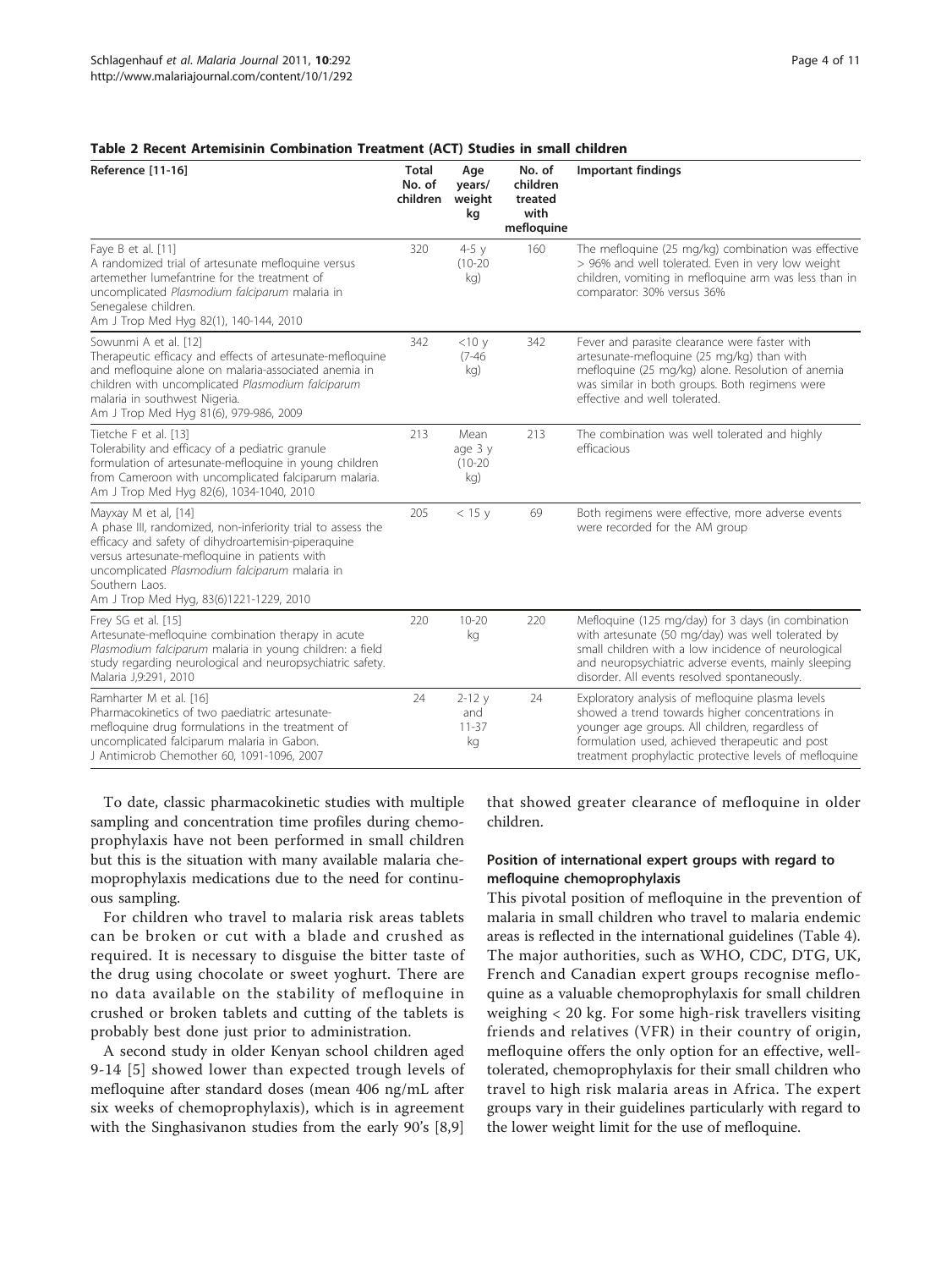**Table 2 Recent Artemisinin Combination Treatment (ACT) Studies in small children**

| Reference [11-16] | Total No. of children | Age years/ weight kg | No. of children treated with mefloquine | Important findings |
| --- | --- | --- | --- | --- |
| Faye B et al. [11] A randomized trial of artesunate mefloquine versus artemether lumefantrine for the treatment of uncomplicated *Plasmodium falciparum* malaria in Senegalese children. Am J Trop Med Hyg 82(1), 140-144, 2010 | 320 | 4-5 y (10-20 kg) | 160 | The mefloquine (25 mg/kg) combination was effective > 96% and well tolerated. Even in very low weight children, vomiting in mefloquine arm was less than in comparator: 30% versus 36% |
| Sowunmi A et al. [12] Therapeutic efficacy and effects of artesunate-mefloquine and mefloquine alone on malaria-associated anemia in children with uncomplicated *Plasmodium falciparum* malaria in southwest Nigeria. Am J Trop Med Hyg 81(6), 979-986, 2009 | 342 | <10 y (7-46 kg) | 342 | Fever and parasite clearance were faster with artesunate-mefloquine (25 mg/kg) than with mefloquine (25 mg/kg) alone. Resolution of anemia was similar in both groups. Both regimens were effective and well tolerated. |
| Tietche F et al. [13] Tolerability and efficacy of a pediatric granule formulation of artesunate-mefloquine in young children from Cameroon with uncomplicated falciparum malaria. Am J Trop Med Hyg 82(6), 1034-1040, 2010 | 213 | Mean age 3 y (10-20 kg) | 213 | The combination was well tolerated and highly efficacious |
| Mayxay M et al, [14] A phase III, randomized, non-inferiority trial to assess the efficacy and safety of dihydroartemisin-piperaquine versus artesunate-mefloquine in patients with uncomplicated *Plasmodium falciparum* malaria in Southern Laos. Am J Trop Med Hyg, 83(6)1221-1229, 2010 | 205 | < 15 y | 69 | Both regimens were effective, more adverse events were recorded for the AM group |
| Frey SG et al. [15] Artesunate-mefloquine combination therapy in acute *Plasmodium falciparum* malaria in young children: a field study regarding neurological and neuropsychiatric safety. Malaria J,9:291, 2010 | 220 | 10-20 kg | 220 | Mefloquine (125 mg/day) for 3 days (in combination with artesunate (50 mg/day) was well tolerated by small children with a low incidence of neurological and neuropsychiatric adverse events, mainly sleeping disorder. All events resolved spontaneously. |
| Ramharter M et al. [16] Pharmacokinetics of two paediatric artesunate-mefloquine drug formulations in the treatment of uncomplicated falciparum malaria in Gabon. J Antimicrob Chemother 60, 1091-1096, 2007 | 24 | 2-12 y and 11-37 kg | 24 | Exploratory analysis of mefloquine plasma levels showed a trend towards higher concentrations in younger age groups. All children, regardless of formulation used, achieved therapeutic and post treatment prophylactic protective levels of mefloquine |

To date, classic pharmacokinetic studies with multiple sampling and concentration time profiles during chemoprophylaxis have not been performed in small children but this is the situation with many available malaria chemoprophylaxis medications due to the need for continuous sampling.

For children who travel to malaria risk areas tablets can be broken or cut with a blade and crushed as required. It is necessary to disguise the bitter taste of the drug using chocolate or sweet yoghurt. There are no data available on the stability of mefloquine in crushed or broken tablets and cutting of the tablets is probably best done just prior to administration.

A second study in older Kenyan school children aged 9-14 [5] showed lower than expected trough levels of mefloquine after standard doses (mean 406 ng/mL after six weeks of chemoprophylaxis), which is in agreement with the Singhasivanon studies from the early 90's [8,9] that showed greater clearance of mefloquine in older children.

### Position of international expert groups with regard to mefloquine chemoprophylaxis

This pivotal position of mefloquine in the prevention of malaria in small children who travel to malaria endemic areas is reflected in the international guidelines (Table 4). The major authorities, such as WHO, CDC, DTG, UK, French and Canadian expert groups recognise mefloquine as a valuable chemoprophylaxis for small children weighing < 20 kg. For some high-risk travellers visiting friends and relatives (VFR) in their country of origin, mefloquine offers the only option for an effective, well-tolerated, chemoprophylaxis for their small children who travel to high risk malaria areas in Africa. The expert groups vary in their guidelines particularly with regard to the lower weight limit for the use of mefloquine.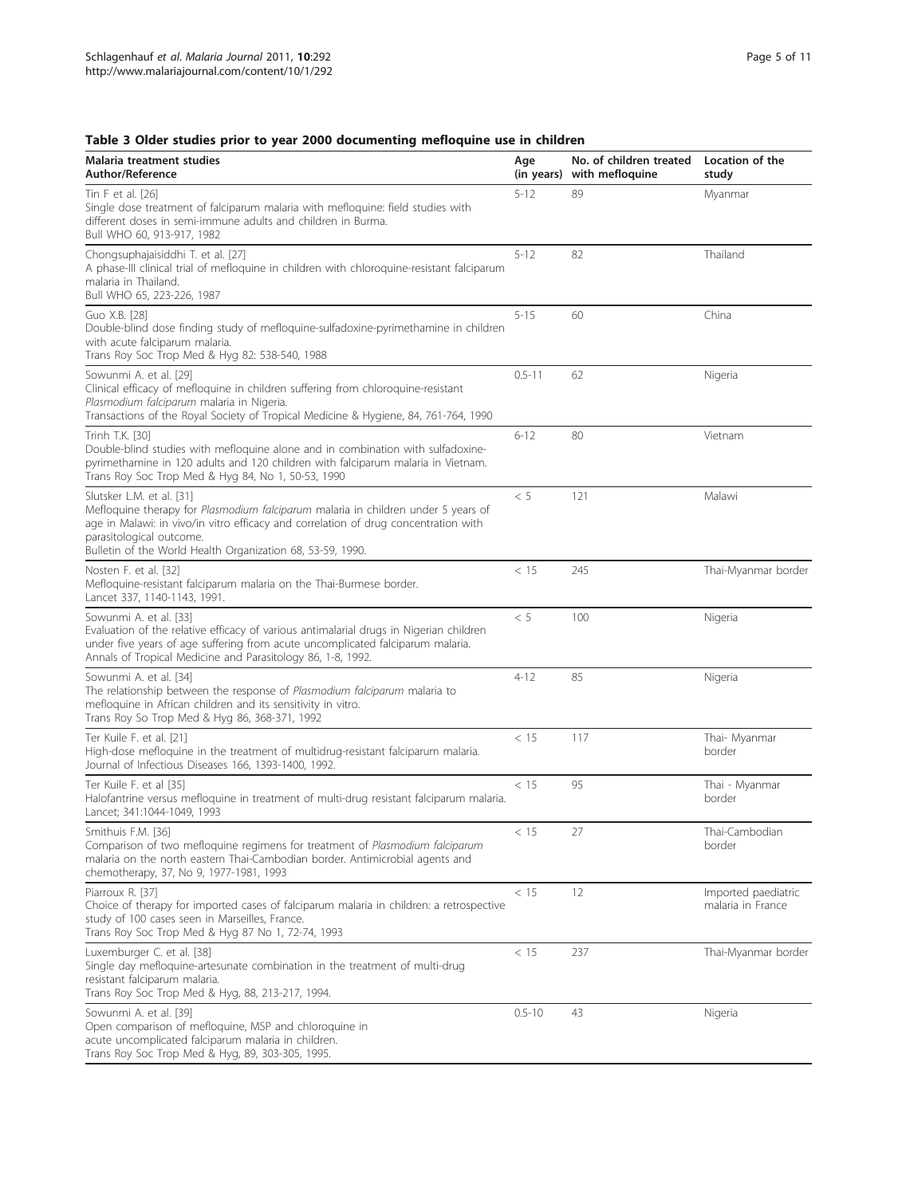**Table 3 Older studies prior to year 2000 documenting mefloquine use in children**

| Malaria treatment studies<br>Author/Reference | Age (in years) | No. of children treated with mefloquine | Location of the study |
|---|---|---|---|
| Tin F et al. [26]<br>Single dose treatment of falciparum malaria with mefloquine: field studies with different doses in semi-immune adults and children in Burma.<br>Bull WHO 60, 913-917, 1982 | 5-12 | 89 | Myanmar |
| Chongsuphajaisiddhi T. et al. [27]<br>A phase-III clinical trial of mefloquine in children with chloroquine-resistant falciparum malaria in Thailand.<br>Bull WHO 65, 223-226, 1987 | 5-12 | 82 | Thailand |
| Guo X.B. [28]<br>Double-blind dose finding study of mefloquine-sulfadoxine-pyrimethamine in children with acute falciparum malaria.<br>Trans Roy Soc Trop Med & Hyg 82: 538-540, 1988 | 5-15 | 60 | China |
| Sowunmi A. et al. [29]<br>Clinical efficacy of mefloquine in children suffering from chloroquine-resistant *Plasmodium falciparum* malaria in Nigeria.<br>Transactions of the Royal Society of Tropical Medicine & Hygiene, 84, 761-764, 1990 | 0.5-11 | 62 | Nigeria |
| Trinh T.K. [30]<br>Double-blind studies with mefloquine alone and in combination with sulfadoxine-pyrimethamine in 120 adults and 120 children with falciparum malaria in Vietnam.<br>Trans Roy Soc Trop Med & Hyg 84, No 1, 50-53, 1990 | 6-12 | 80 | Vietnam |
| Slutsker L.M. et al. [31]<br>Mefloquine therapy for *Plasmodium falciparum* malaria in children under 5 years of age in Malawi: in vivo/in vitro efficacy and correlation of drug concentration with parasitological outcome.<br>Bulletin of the World Health Organization 68, 53-59, 1990. | < 5 | 121 | Malawi |
| Nosten F. et al. [32]<br>Mefloquine-resistant falciparum malaria on the Thai-Burmese border.<br>Lancet 337, 1140-1143, 1991. | < 15 | 245 | Thai-Myanmar border |
| Sowunmi A. et al. [33]<br>Evaluation of the relative efficacy of various antimalarial drugs in Nigerian children under five years of age suffering from acute uncomplicated falciparum malaria.<br>Annals of Tropical Medicine and Parasitology 86, 1-8, 1992. | < 5 | 100 | Nigeria |
| Sowunmi A. et al. [34]<br>The relationship between the response of *Plasmodium falciparum* malaria to mefloquine in African children and its sensitivity in vitro.<br>Trans Roy So Trop Med & Hyg 86, 368-371, 1992 | 4-12 | 85 | Nigeria |
| Ter Kuile F. et al. [21]<br>High-dose mefloquine in the treatment of multidrug-resistant falciparum malaria.<br>Journal of Infectious Diseases 166, 1393-1400, 1992. | < 15 | 117 | Thai- Myanmar border |
| Ter Kuile F. et al [35]<br>Halofantrine versus mefloquine in treatment of multi-drug resistant falciparum malaria.<br>Lancet; 341:1044-1049, 1993 | < 15 | 95 | Thai - Myanmar border |
| Smithuis F.M. [36]<br>Comparison of two mefloquine regimens for treatment of *Plasmodium falciparum* malaria on the north eastern Thai-Cambodian border. Antimicrobial agents and chemotherapy, 37, No 9, 1977-1981, 1993 | < 15 | 27 | Thai-Cambodian border |
| Piarroux R. [37]<br>Choice of therapy for imported cases of falciparum malaria in children: a retrospective study of 100 cases seen in Marseilles, France.<br>Trans Roy Soc Trop Med & Hyg 87 No 1, 72-74, 1993 | < 15 | 12 | Imported paediatric malaria in France |
| Luxemburger C. et al. [38]<br>Single day mefloquine-artesunate combination in the treatment of multi-drug resistant falciparum malaria.<br>Trans Roy Soc Trop Med & Hyg, 88, 213-217, 1994. | < 15 | 237 | Thai-Myanmar border |
| Sowunmi A. et al. [39]<br>Open comparison of mefloquine, MSP and chloroquine in acute uncomplicated falciparum malaria in children.<br>Trans Roy Soc Trop Med & Hyg, 89, 303-305, 1995. | 0.5-10 | 43 | Nigeria |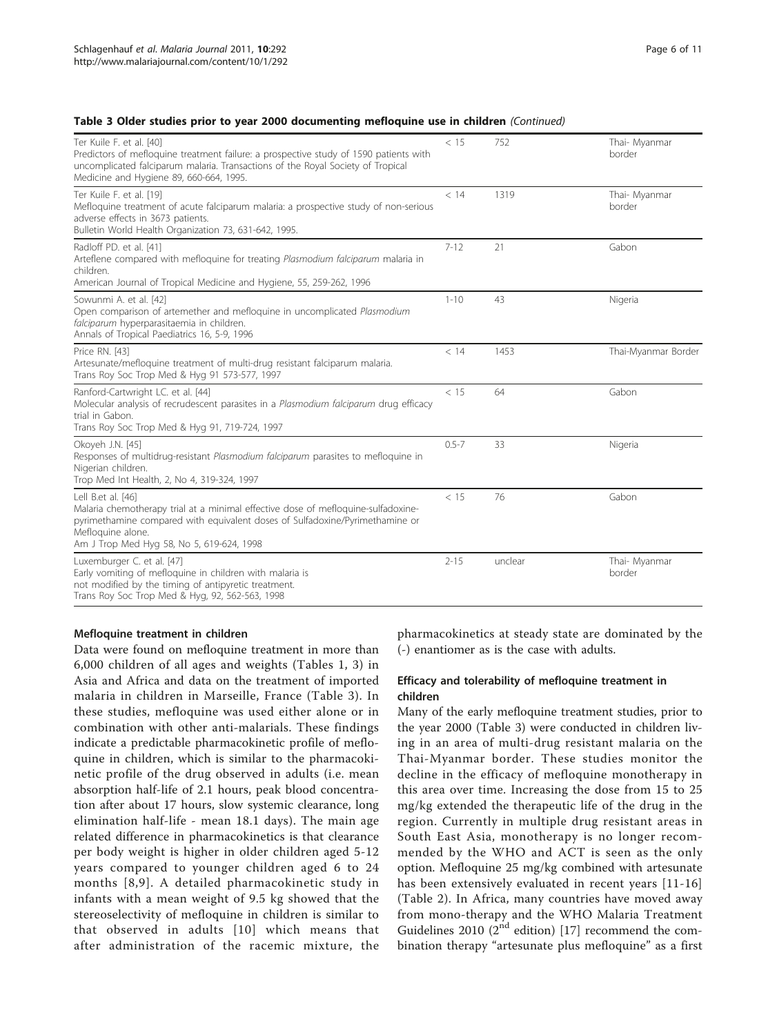**Table 3 Older studies prior to year 2000 documenting mefloquine use in children** *(Continued)*

| | | | |
|---|---|---|---|
| Ter Kuile F. et al. [40] Predictors of mefloquine treatment failure: a prospective study of 1590 patients with uncomplicated falciparum malaria. Transactions of the Royal Society of Tropical Medicine and Hygiene 89, 660-664, 1995. | < 15 | 752 | Thai- Myanmar border |
| Ter Kuile F. et al. [19] Mefloquine treatment of acute falciparum malaria: a prospective study of non-serious adverse effects in 3673 patients. Bulletin World Health Organization 73, 631-642, 1995. | < 14 | 1319 | Thai- Myanmar border |
| Radloff PD. et al. [41] Arteflene compared with mefloquine for treating *Plasmodium falciparum* malaria in children. American Journal of Tropical Medicine and Hygiene, 55, 259-262, 1996 | 7-12 | 21 | Gabon |
| Sowunmi A. et al. [42] Open comparison of artemether and mefloquine in uncomplicated *Plasmodium falciparum* hyperparasitaemia in children. Annals of Tropical Paediatrics 16, 5-9, 1996 | 1-10 | 43 | Nigeria |
| Price RN. [43] Artesunate/mefloquine treatment of multi-drug resistant falciparum malaria. Trans Roy Soc Trop Med & Hyg 91 573-577, 1997 | < 14 | 1453 | Thai-Myanmar Border |
| Ranford-Cartwright LC. et al. [44] Molecular analysis of recrudescent parasites in a *Plasmodium falciparum* drug efficacy trial in Gabon. Trans Roy Soc Trop Med & Hyg 91, 719-724, 1997 | < 15 | 64 | Gabon |
| Okoyeh J.N. [45] Responses of multidrug-resistant *Plasmodium falciparum* parasites to mefloquine in Nigerian children. Trop Med Int Health, 2, No 4, 319-324, 1997 | 0.5-7 | 33 | Nigeria |
| Lell B.et al. [46] Malaria chemotherapy trial at a minimal effective dose of mefloquine-sulfadoxine-pyrimethamine compared with equivalent doses of Sulfadoxine/Pyrimethamine or Mefloquine alone. Am J Trop Med Hyg 58, No 5, 619-624, 1998 | < 15 | 76 | Gabon |
| Luxemburger C. et al. [47] Early vomiting of mefloquine in children with malaria is not modified by the timing of antipyretic treatment. Trans Roy Soc Trop Med & Hyg, 92, 562-563, 1998 | 2-15 | unclear | Thai- Myanmar border |

#### Mefloquine treatment in children

Data were found on mefloquine treatment in more than 6,000 children of all ages and weights (Tables 1, 3) in Asia and Africa and data on the treatment of imported malaria in children in Marseille, France (Table 3). In these studies, mefloquine was used either alone or in combination with other anti-malarials. These findings indicate a predictable pharmacokinetic profile of mefloquine in children, which is similar to the pharmacokinetic profile of the drug observed in adults (i.e. mean absorption half-life of 2.1 hours, peak blood concentration after about 17 hours, slow systemic clearance, long elimination half-life - mean 18.1 days). The main age related difference in pharmacokinetics is that clearance per body weight is higher in older children aged 5-12 years compared to younger children aged 6 to 24 months [8,9]. A detailed pharmacokinetic study in infants with a mean weight of 9.5 kg showed that the stereoselectivity of mefloquine in children is similar to that observed in adults [10] which means that after administration of the racemic mixture, the pharmacokinetics at steady state are dominated by the (-) enantiomer as is the case with adults.

#### Efficacy and tolerability of mefloquine treatment in children

Many of the early mefloquine treatment studies, prior to the year 2000 (Table 3) were conducted in children living in an area of multi-drug resistant malaria on the Thai-Myanmar border. These studies monitor the decline in the efficacy of mefloquine monotherapy in this area over time. Increasing the dose from 15 to 25 mg/kg extended the therapeutic life of the drug in the region. Currently in multiple drug resistant areas in South East Asia, monotherapy is no longer recommended by the WHO and ACT is seen as the only option. Mefloquine 25 mg/kg combined with artesunate has been extensively evaluated in recent years [11-16] (Table 2). In Africa, many countries have moved away from mono-therapy and the WHO Malaria Treatment Guidelines 2010 ($2^{nd}$ edition) [17] recommend the combination therapy "artesunate plus mefloquine" as a first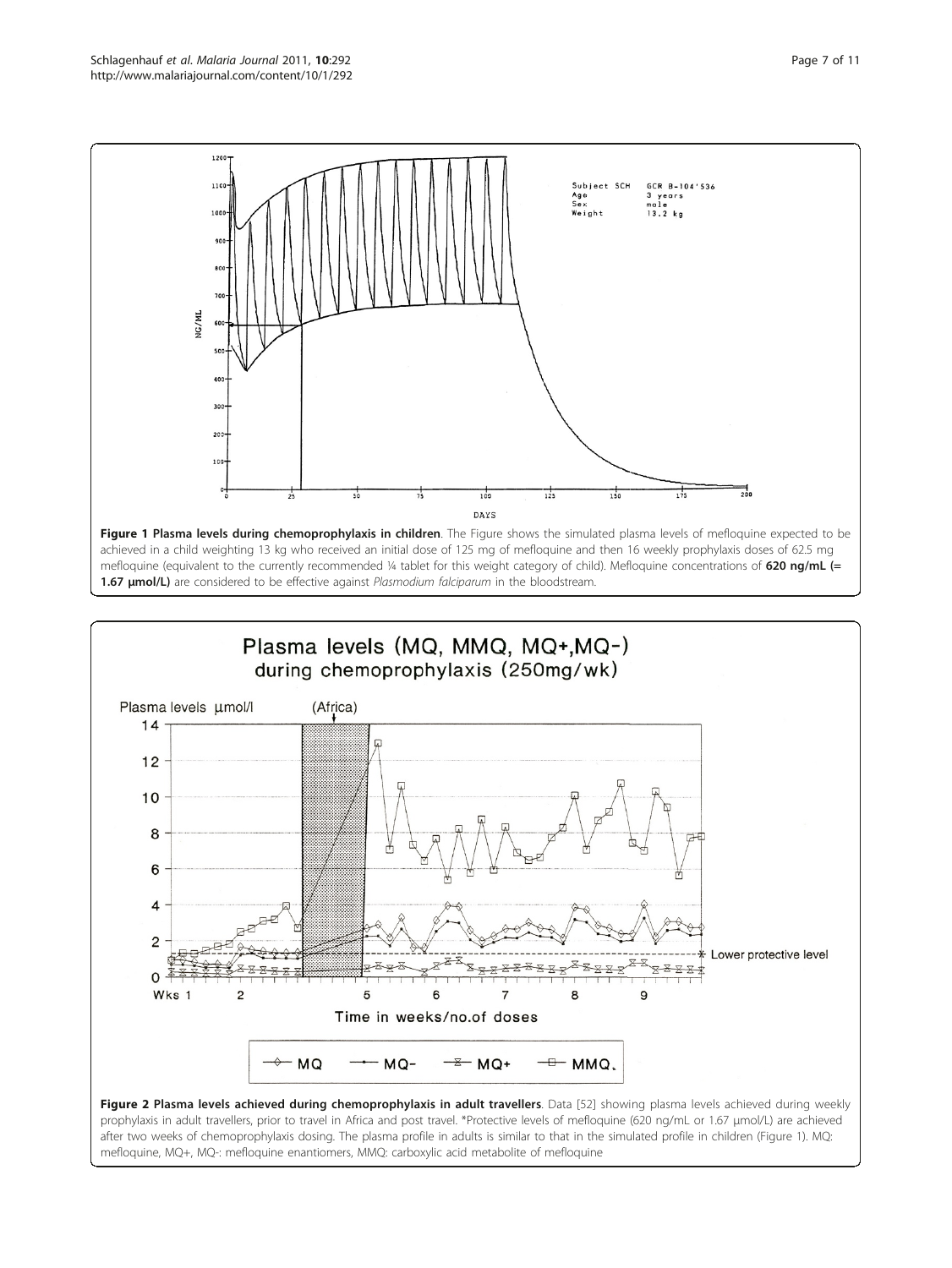**Figure 1 Plasma levels during chemoprophylaxis in children**. The Figure shows the simulated plasma levels of mefloquine expected to be achieved in a child weighting 13 kg who received an initial dose of 125 mg of mefloquine and then 16 weekly prophylaxis doses of 62.5 mg mefloquine (equivalent to the currently recommended ¼ tablet for this weight category of child). Mefloquine concentrations of **620 ng/mL (= 1.67 μmol/L)** are considered to be effective against *Plasmodium falciparum* in the bloodstream.

**Figure 2 Plasma levels achieved during chemoprophylaxis in adult travellers**. Data [52] showing plasma levels achieved during weekly prophylaxis in adult travellers, prior to travel in Africa and post travel. *Protective levels of mefloquine (620 ng/mL or 1.67 μmol/L) are achieved after two weeks of chemoprophylaxis dosing. The plasma profile in adults is similar to that in the simulated profile in children (Figure 1). MQ: mefloquine, MQ+, MQ-: mefloquine enantiomers, MMQ: carboxylic acid metabolite of mefloquine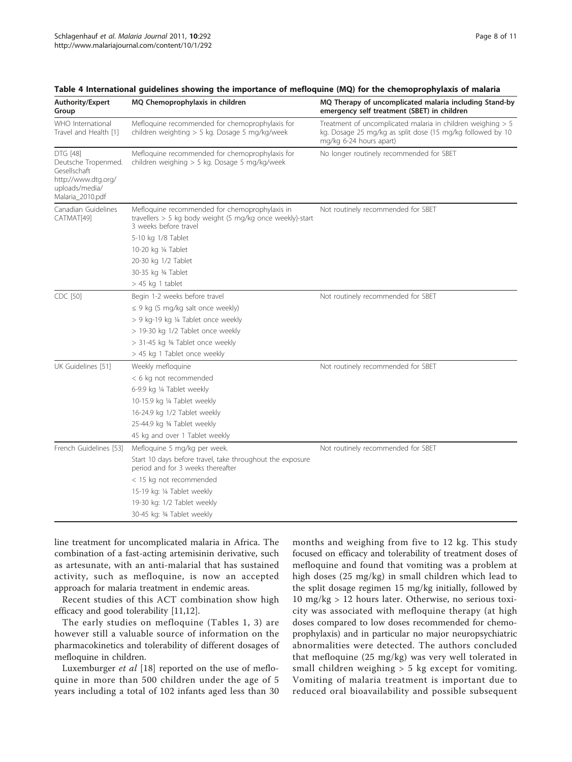**Table 4 International guidelines showing the importance of mefloquine (MQ) for the chemoprophylaxis of malaria**

| Authority/Expert Group | MQ Chemoprophylaxis in children | MQ Therapy of uncomplicated malaria including Stand-by emergency self treatment (SBET) in children |
|---|---|---|
| WHO International Travel and Health [1] | Mefloquine recommended for chemoprophylaxis for children weighting > 5 kg. Dosage 5 mg/kg/week | Treatment of uncomplicated malaria in children weighing > 5 kg. Dosage 25 mg/kg as split dose (15 mg/kg followed by 10 mg/kg 6-24 hours apart) |
| DTG [48] Deutsche Tropenmed. Gesellschaft http://www.dtg.org/uploads/media/Malaria_2010.pdf | Mefloquine recommended for chemoprophylaxis for children weighing > 5 kg. Dosage 5 mg/kg/week | No longer routinely recommended for SBET |
| Canadian Guidelines CATMAT[49] | Mefloquine recommended for chemoprophylaxis in travellers > 5 kg body weight (5 mg/kg once weekly)-start 3 weeks before travel | Not routinely recommended for SBET |
| | 5-10 kg 1/8 Tablet | |
| | 10-20 kg ¼ Tablet | |
| | 20-30 kg 1/2 Tablet | |
| | 30-35 kg ¾ Tablet | |
| | > 45 kg 1 tablet | |
| CDC [50] | Begin 1-2 weeks before travel | Not routinely recommended for SBET |
| | ≤ 9 kg (5 mg/kg salt once weekly) | |
| | > 9 kg-19 kg ¼ Tablet once weekly | |
| | > 19-30 kg 1/2 Tablet once weekly | |
| | > 31-45 kg ¾ Tablet once weekly | |
| | > 45 kg 1 Tablet once weekly | |
| UK Guidelines [51] | Weekly mefloquine | Not routinely recommended for SBET |
| | < 6 kg not recommended | |
| | 6-9.9 kg ¼ Tablet weekly | |
| | 10-15.9 kg ¼ Tablet weekly | |
| | 16-24.9 kg 1/2 Tablet weekly | |
| | 25-44.9 kg ¾ Tablet weekly | |
| | 45 kg and over 1 Tablet weekly | |
| French Guidelines [53] | Mefloquine 5 mg/kg per week. | Not routinely recommended for SBET |
| | Start 10 days before travel, take throughout the exposure period and for 3 weeks thereafter | |
| | < 15 kg not recommended | |
| | 15-19 kg: ¼ Tablet weekly | |
| | 19-30 kg: 1/2 Tablet weekly | |
| | 30-45 kg: ¾ Tablet weekly | |

line treatment for uncomplicated malaria in Africa. The combination of a fast-acting artemisinin derivative, such as artesunate, with an anti-malarial that has sustained activity, such as mefloquine, is now an accepted approach for malaria treatment in endemic areas.

Recent studies of this ACT combination show high efficacy and good tolerability [11,12].

The early studies on mefloquine (Tables 1, 3) are however still a valuable source of information on the pharmacokinetics and tolerability of different dosages of mefloquine in children.

Luxemburger *et al* [18] reported on the use of mefloquine in more than 500 children under the age of 5 years including a total of 102 infants aged less than 30 months and weighing from five to 12 kg. This study focused on efficacy and tolerability of treatment doses of mefloquine and found that vomiting was a problem at high doses (25 mg/kg) in small children which lead to the split dosage regimen 15 mg/kg initially, followed by 10 mg/kg > 12 hours later. Otherwise, no serious toxicity was associated with mefloquine therapy (at high doses compared to low doses recommended for chemoprophylaxis) and in particular no major neuropsychiatric abnormalities were detected. The authors concluded that mefloquine (25 mg/kg) was very well tolerated in small children weighing > 5 kg except for vomiting. Vomiting of malaria treatment is important due to reduced oral bioavailability and possible subsequent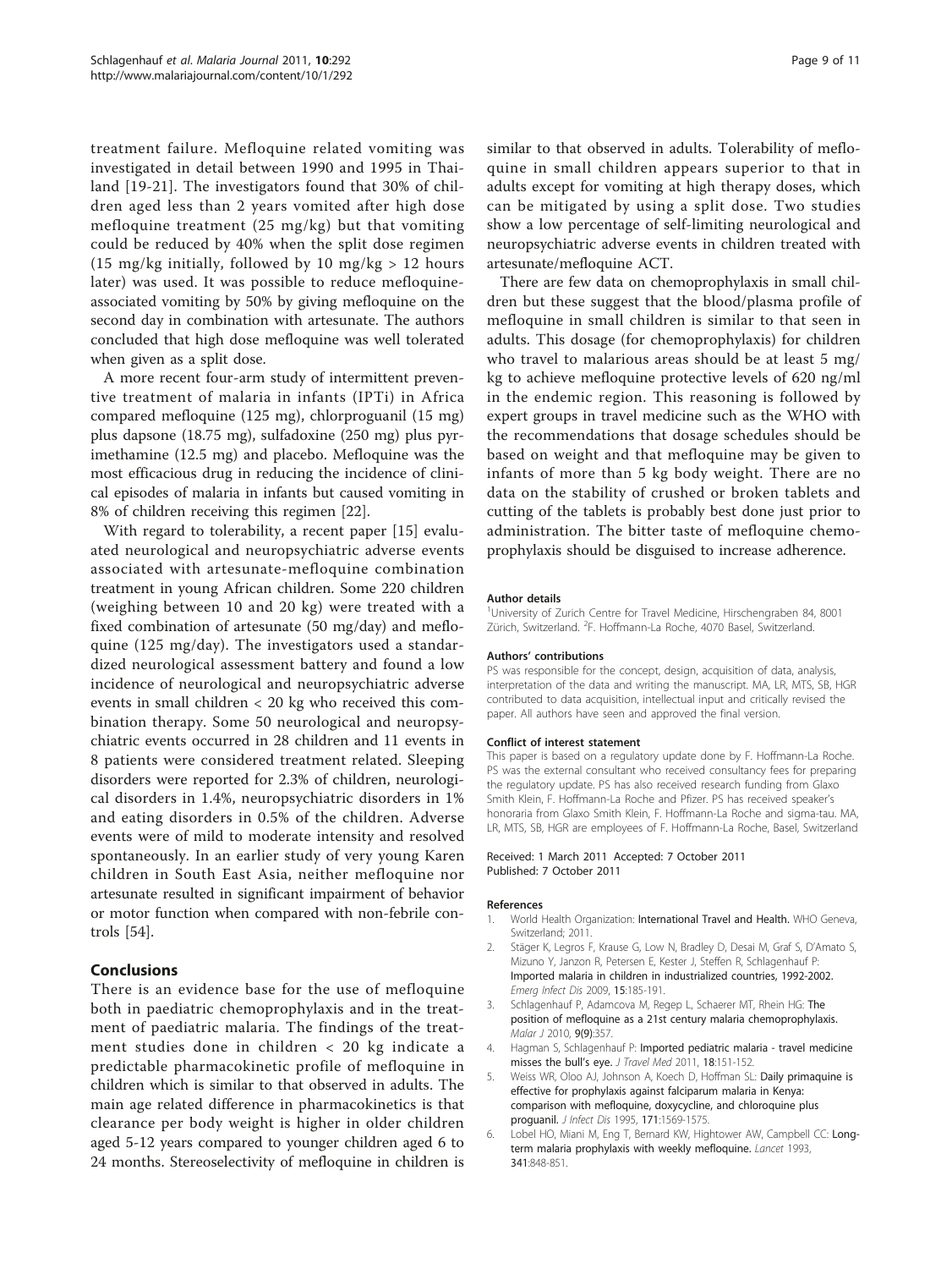treatment failure. Mefloquine related vomiting was investigated in detail between 1990 and 1995 in Thailand [19-21]. The investigators found that 30% of children aged less than 2 years vomited after high dose mefloquine treatment (25 mg/kg) but that vomiting could be reduced by 40% when the split dose regimen (15 mg/kg initially, followed by 10 mg/kg > 12 hours later) was used. It was possible to reduce mefloquine-associated vomiting by 50% by giving mefloquine on the second day in combination with artesunate. The authors concluded that high dose mefloquine was well tolerated when given as a split dose.

A more recent four-arm study of intermittent preventive treatment of malaria in infants (IPTi) in Africa compared mefloquine (125 mg), chlorproguanil (15 mg) plus dapsone (18.75 mg), sulfadoxine (250 mg) plus pyrimethamine (12.5 mg) and placebo. Mefloquine was the most efficacious drug in reducing the incidence of clinical episodes of malaria in infants but caused vomiting in 8% of children receiving this regimen [22].

With regard to tolerability, a recent paper [15] evaluated neurological and neuropsychiatric adverse events associated with artesunate-mefloquine combination treatment in young African children. Some 220 children (weighing between 10 and 20 kg) were treated with a fixed combination of artesunate (50 mg/day) and mefloquine (125 mg/day). The investigators used a standardized neurological assessment battery and found a low incidence of neurological and neuropsychiatric adverse events in small children < 20 kg who received this combination therapy. Some 50 neurological and neuropsychiatric events occurred in 28 children and 11 events in 8 patients were considered treatment related. Sleeping disorders were reported for 2.3% of children, neurological disorders in 1.4%, neuropsychiatric disorders in 1% and eating disorders in 0.5% of the children. Adverse events were of mild to moderate intensity and resolved spontaneously. In an earlier study of very young Karen children in South East Asia, neither mefloquine nor artesunate resulted in significant impairment of behavior or motor function when compared with non-febrile controls [54].

## Conclusions

There is an evidence base for the use of mefloquine both in paediatric chemoprophylaxis and in the treatment of paediatric malaria. The findings of the treatment studies done in children < 20 kg indicate a predictable pharmacokinetic profile of mefloquine in children which is similar to that observed in adults. The main age related difference in pharmacokinetics is that clearance per body weight is higher in older children aged 5-12 years compared to younger children aged 6 to 24 months. Stereoselectivity of mefloquine in children is similar to that observed in adults. Tolerability of mefloquine in small children appears superior to that in adults except for vomiting at high therapy doses, which can be mitigated by using a split dose. Two studies show a low percentage of self-limiting neurological and neuropsychiatric adverse events in children treated with artesunate/mefloquine ACT.

There are few data on chemoprophylaxis in small children but these suggest that the blood/plasma profile of mefloquine in small children is similar to that seen in adults. This dosage (for chemoprophylaxis) for children who travel to malarious areas should be at least 5 mg/kg to achieve mefloquine protective levels of 620 ng/ml in the endemic region. This reasoning is followed by expert groups in travel medicine such as the WHO with the recommendations that dosage schedules should be based on weight and that mefloquine may be given to infants of more than 5 kg body weight. There are no data on the stability of crushed or broken tablets and cutting of the tablets is probably best done just prior to administration. The bitter taste of mefloquine chemoprophylaxis should be disguised to increase adherence.

#### Author details

[1]University of Zurich Centre for Travel Medicine, Hirschengraben 84, 8001 Zürich, Switzerland. [2]F. Hoffmann-La Roche, 4070 Basel, Switzerland.

#### Authors' contributions

PS was responsible for the concept, design, acquisition of data, analysis, interpretation of the data and writing the manuscript. MA, LR, MTS, SB, HGR contributed to data acquisition, intellectual input and critically revised the paper. All authors have seen and approved the final version.

#### Conflict of interest statement

This paper is based on a regulatory update done by F. Hoffmann-La Roche. PS was the external consultant who received consultancy fees for preparing the regulatory update. PS has also received research funding from Glaxo Smith Klein, F. Hoffmann-La Roche and Pfizer. PS has received speaker's honoraria from Glaxo Smith Klein, F. Hoffmann-La Roche and sigma-tau. MA, LR, MTS, SB, HGR are employees of F. Hoffmann-La Roche, Basel, Switzerland

Received: 1 March 2011 Accepted: 7 October 2011
Published: 7 October 2011

#### References

1. World Health Organization: **International Travel and Health.** WHO Geneva, Switzerland; 2011.
2. Stäger K, Legros F, Krause G, Low N, Bradley D, Desai M, Graf S, D'Amato S, Mizuno Y, Janzon R, Petersen E, Kester J, Steffen R, Schlagenhauf P: **Imported malaria in children in industrialized countries, 1992-2002.** *Emerg Infect Dis* 2009, **15**:185-191.
3. Schlagenhauf P, Adamcova M, Regep L, Schaerer MT, Rhein HG: **The position of mefloquine as a 21st century malaria chemoprophylaxis.** *Malar J* 2010, **9(9)**:357.
4. Hagman S, Schlagenhauf P: **Imported pediatric malaria - travel medicine misses the bull's eye.** *J Travel Med* 2011, **18**:151-152.
5. Weiss WR, Oloo AJ, Johnson A, Koech D, Hoffman SL: **Daily primaquine is effective for prophylaxis against falciparum malaria in Kenya: comparison with mefloquine, doxycycline, and chloroquine plus proguanil.** *J Infect Dis* 1995, **171**:1569-1575.
6. Lobel HO, Miani M, Eng T, Bernard KW, Hightower AW, Campbell CC: **Long-term malaria prophylaxis with weekly mefloquine.** *Lancet* 1993, **341**:848-851.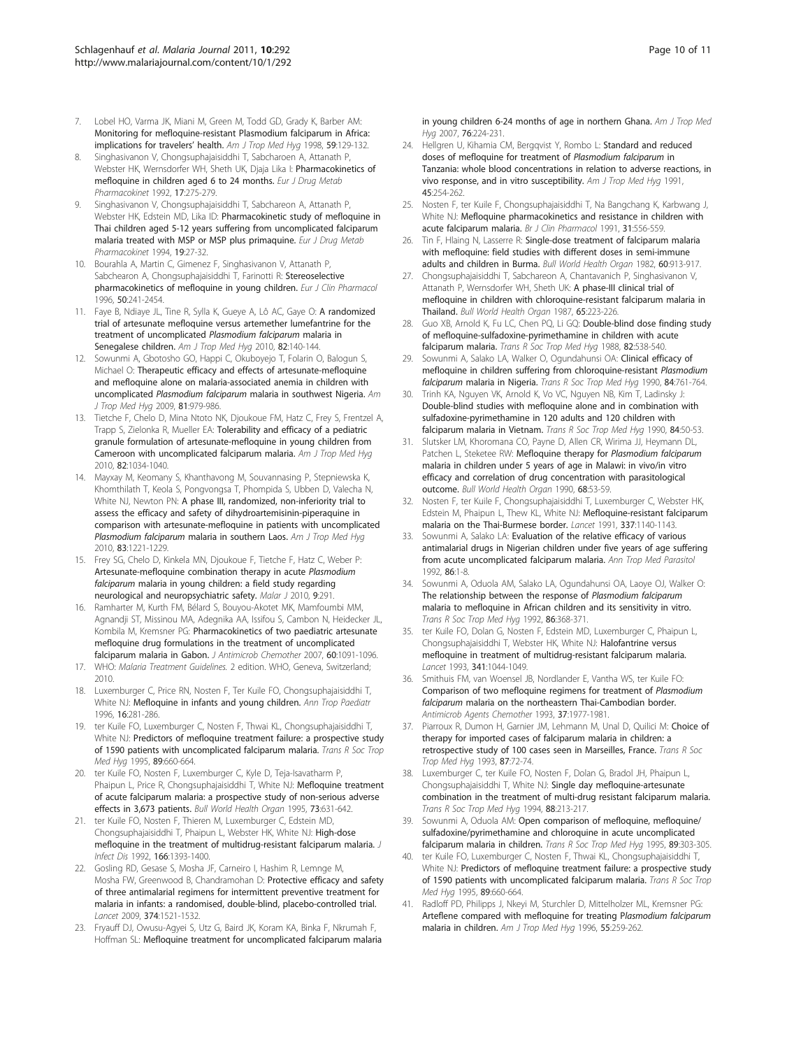7. Lobel HO, Varma JK, Miani M, Green M, Todd GD, Grady K, Barber AM: **Monitoring for mefloquine-resistant Plasmodium falciparum in Africa: implications for travelers' health.** *Am J Trop Med Hyg* 1998, **59**:129-132.
8. Singhasivanon V, Chongsuphajaisiddhi T, Sabcharoen A, Attanath P, Webster HK, Wernsdorfer WH, Sheth UK, Djaja Lika I: **Pharmacokinetics of mefloquine in children aged 6 to 24 months.** *Eur J Drug Metab Pharmacokinet* 1992, **17**:275-279.
9. Singhasivanon V, Chongsuphajaisiddhi T, Sabchareon A, Attanath P, Webster HK, Edstein MD, Lika ID: **Pharmacokinetic study of mefloquine in Thai children aged 5-12 years suffering from uncomplicated falciparum malaria treated with MSP or MSP plus primaquine.** *Eur J Drug Metab Pharmacokinet* 1994, **19**:27-32.
10. Bourahla A, Martin C, Gimenez F, Singhasivanon V, Attanath P, Sabchearon A, Chongsuphajaisiddhi T, Farinotti R: **Stereoselective pharmacokinetics of mefloquine in young children.** *Eur J Clin Pharmacol* 1996, **50**:241-2454.
11. Faye B, Ndiaye JL, Tine R, Sylla K, Gueye A, Lô AC, Gaye O: **A randomized trial of artesunate mefloquine versus artemether lumefantrine for the treatment of uncomplicated *Plasmodium falciparum* malaria in Senegalese children.** *Am J Trop Med Hyg* 2010, **82**:140-144.
12. Sowunmi A, Gbotosho GO, Happi C, Okuboyejo T, Folarin O, Balogun S, Michael O: **Therapeutic efficacy and effects of artesunate-mefloquine and mefloquine alone on malaria-associated anemia in children with uncomplicated *Plasmodium falciparum* malaria in southwest Nigeria.** *Am J Trop Med Hyg* 2009, **81**:979-986.
13. Tietche F, Chelo D, Mina Ntoto NK, Djoukoue FM, Hatz C, Frey S, Frentzel A, Trapp S, Zielonka R, Mueller EA: **Tolerability and efficacy of a pediatric granule formulation of artesunate-mefloquine in young children from Cameroon with uncomplicated falciparum malaria.** *Am J Trop Med Hyg* 2010, **82**:1034-1040.
14. Mayxay M, Keomany S, Khanthavong M, Souvannasing P, Stepniewska K, Khomthilath T, Keola S, Pongvongsa T, Phompida S, Ubben D, Valecha N, White NJ, Newton PN: **A phase III, randomized, non-inferiority trial to assess the efficacy and safety of dihydroartemisinin-piperaquine in comparison with artesunate-mefloquine in patients with uncomplicated *Plasmodium falciparum* malaria in southern Laos.** *Am J Trop Med Hyg* 2010, **83**:1221-1229.
15. Frey SG, Chelo D, Kinkela MN, Djoukoue F, Tietche F, Hatz C, Weber P: **Artesunate-mefloquine combination therapy in acute *Plasmodium falciparum* malaria in young children: a field study regarding neurological and neuropsychiatric safety.** *Malar J* 2010, **9**:291.
16. Ramharter M, Kurth FM, Bélard S, Bouyou-Akotet MK, Mamfoumbi MM, Agnandji ST, Missinou MA, Adegnika AA, Issifou S, Cambon N, Heidecker JL, Kombila M, Kremsner PG: **Pharmacokinetics of two paediatric artesunate mefloquine drug formulations in the treatment of uncomplicated falciparum malaria in Gabon.** *J Antimicrob Chemother* 2007, **60**:1091-1096.
17. WHO: *Malaria Treatment Guidelines.* 2 edition. WHO, Geneva, Switzerland; 2010.
18. Luxemburger C, Price RN, Nosten F, Ter Kuile FO, Chongsuphajaisiddhi T, White NJ: **Mefloquine in infants and young children.** *Ann Trop Paediatr* 1996, **16**:281-286.
19. ter Kuile FO, Luxemburger C, Nosten F, Thwai KL, Chongsuphajaisiddhi T, White NJ: **Predictors of mefloquine treatment failure: a prospective study of 1590 patients with uncomplicated falciparum malaria.** *Trans R Soc Trop Med Hyg* 1995, **89**:660-664.
20. ter Kuile FO, Nosten F, Luxemburger C, Kyle D, Teja-Isavatharm P, Phaipun L, Price R, Chongsuphajaisiddhi T, White NJ: **Mefloquine treatment of acute falciparum malaria: a prospective study of non-serious adverse effects in 3,673 patients.** *Bull World Health Organ* 1995, **73**:631-642.
21. ter Kuile FO, Nosten F, Thieren M, Luxemburger C, Edstein MD, Chongsuphajaisiddhi T, Phaipun L, Webster HK, White NJ: **High-dose mefloquine in the treatment of multidrug-resistant falciparum malaria.** *J Infect Dis* 1992, **166**:1393-1400.
22. Gosling RD, Gesase S, Mosha JF, Carneiro I, Hashim R, Lemnge M, Mosha FW, Greenwood B, Chandramohan D: **Protective efficacy and safety of three antimalarial regimens for intermittent preventive treatment for malaria in infants: a randomised, double-blind, placebo-controlled trial.** *Lancet* 2009, **374**:1521-1532.
23. Fryauff DJ, Owusu-Agyei S, Utz G, Baird JK, Koram KA, Binka F, Nkrumah F, Hoffman SL: **Mefloquine treatment for uncomplicated falciparum malaria in young children 6-24 months of age in northern Ghana.** *Am J Trop Med Hyg* 2007, **76**:224-231.
24. Hellgren U, Kihamia CM, Bergqvist Y, Rombo L: **Standard and reduced doses of mefloquine for treatment of *Plasmodium falciparum* in Tanzania: whole blood concentrations in relation to adverse reactions, in vivo response, and in vitro susceptibility.** *Am J Trop Med Hyg* 1991, **45**:254-262.
25. Nosten F, ter Kuile F, Chongsuphajaisiddhi T, Na Bangchang K, Karbwang J, White NJ: **Mefloquine pharmacokinetics and resistance in children with acute falciparum malaria.** *Br J Clin Pharmacol* 1991, **31**:556-559.
26. Tin F, Hlaing N, Lasserre R: **Single-dose treatment of falciparum malaria with mefloquine: field studies with different doses in semi-immune adults and children in Burma.** *Bull World Health Organ* 1982, **60**:913-917.
27. Chongsuphajaisiddhi T, Sabchareon A, Chantavanich P, Singhasivanon V, Attanath P, Wernsdorfer WH, Sheth UK: **A phase-III clinical trial of mefloquine in children with chloroquine-resistant falciparum malaria in Thailand.** *Bull World Health Organ* 1987, **65**:223-226.
28. Guo XB, Arnold K, Fu LC, Chen PQ, Li GQ: **Double-blind dose finding study of mefloquine-sulfadoxine-pyrimethamine in children with acute falciparum malaria.** *Trans R Soc Trop Med Hyg* 1988, **82**:538-540.
29. Sowunmi A, Salako LA, Walker O, Ogundahunsi OA: **Clinical efficacy of mefloquine in children suffering from chloroquine-resistant *Plasmodium falciparum* malaria in Nigeria.** *Trans R Soc Trop Med Hyg* 1990, **84**:761-764.
30. Trinh KA, Nguyen VK, Arnold K, Vo VC, Nguyen NB, Kim T, Ladinsky J: **Double-blind studies with mefloquine alone and in combination with sulfadoxine-pyrimethamine in 120 adults and 120 children with falciparum malaria in Vietnam.** *Trans R Soc Trop Med Hyg* 1990, **84**:50-53.
31. Slutsker LM, Khoromana CO, Payne D, Allen CR, Wirima JJ, Heymann DL, Patchen L, Steketee RW: **Mefloquine therapy for *Plasmodium falciparum* malaria in children under 5 years of age in Malawi: in vivo/in vitro efficacy and correlation of drug concentration with parasitological outcome.** *Bull World Health Organ* 1990, **68**:53-59.
32. Nosten F, ter Kuile F, Chongsuphajaisiddhi T, Luxemburger C, Webster HK, Edstein M, Phaipun L, Thew KL, White NJ: **Mefloquine-resistant falciparum malaria on the Thai-Burmese border.** *Lancet* 1991, **337**:1140-1143.
33. Sowunmi A, Salako LA: **Evaluation of the relative efficacy of various antimalarial drugs in Nigerian children under five years of age suffering from acute uncomplicated falciparum malaria.** *Ann Trop Med Parasitol* 1992, **86**:1-8.
34. Sowunmi A, Oduola AM, Salako LA, Ogundahunsi OA, Laoye OJ, Walker O: **The relationship between the response of *Plasmodium falciparum* malaria to mefloquine in African children and its sensitivity in vitro.** *Trans R Soc Trop Med Hyg* 1992, **86**:368-371.
35. ter Kuile FO, Dolan G, Nosten F, Edstein MD, Luxemburger C, Phaipun L, Chongsuphajaisiddhi T, Webster HK, White NJ: **Halofantrine versus mefloquine in treatment of multidrug-resistant falciparum malaria.** *Lancet* 1993, **341**:1044-1049.
36. Smithuis FM, van Woensel JB, Nordlander E, Vantha WS, ter Kuile FO: **Comparison of two mefloquine regimens for treatment of *Plasmodium falciparum* malaria on the northeastern Thai-Cambodian border.** *Antimicrob Agents Chemother* 1993, **37**:1977-1981.
37. Piarroux R, Dumon H, Garnier JM, Lehmann M, Unal D, Quilici M: **Choice of therapy for imported cases of falciparum malaria in children: a retrospective study of 100 cases seen in Marseilles, France.** *Trans R Soc Trop Med Hyg* 1993, **87**:72-74.
38. Luxemburger C, ter Kuile FO, Nosten F, Dolan G, Bradol JH, Phaipun L, Chongsuphajaisiddhi T, White NJ: **Single day mefloquine-artesunate combination in the treatment of multi-drug resistant falciparum malaria.** *Trans R Soc Trop Med Hyg* 1994, **88**:213-217.
39. Sowunmi A, Oduola AM: **Open comparison of mefloquine, mefloquine/sulfadoxine/pyrimethamine and chloroquine in acute uncomplicated falciparum malaria in children.** *Trans R Soc Trop Med Hyg* 1995, **89**:303-305.
40. ter Kuile FO, Luxemburger C, Nosten F, Thwai KL, Chongsuphajaisiddhi T, White NJ: **Predictors of mefloquine treatment failure: a prospective study of 1590 patients with uncomplicated falciparum malaria.** *Trans R Soc Trop Med Hyg* 1995, **89**:660-664.
41. Radloff PD, Philipps J, Nkeyi M, Sturchler D, Mittelholzer ML, Kremsner PG: **Arteflene compared with mefloquine for treating P*lasmodium falciparum* malaria in children.** *Am J Trop Med Hyg* 1996, **55**:259-262.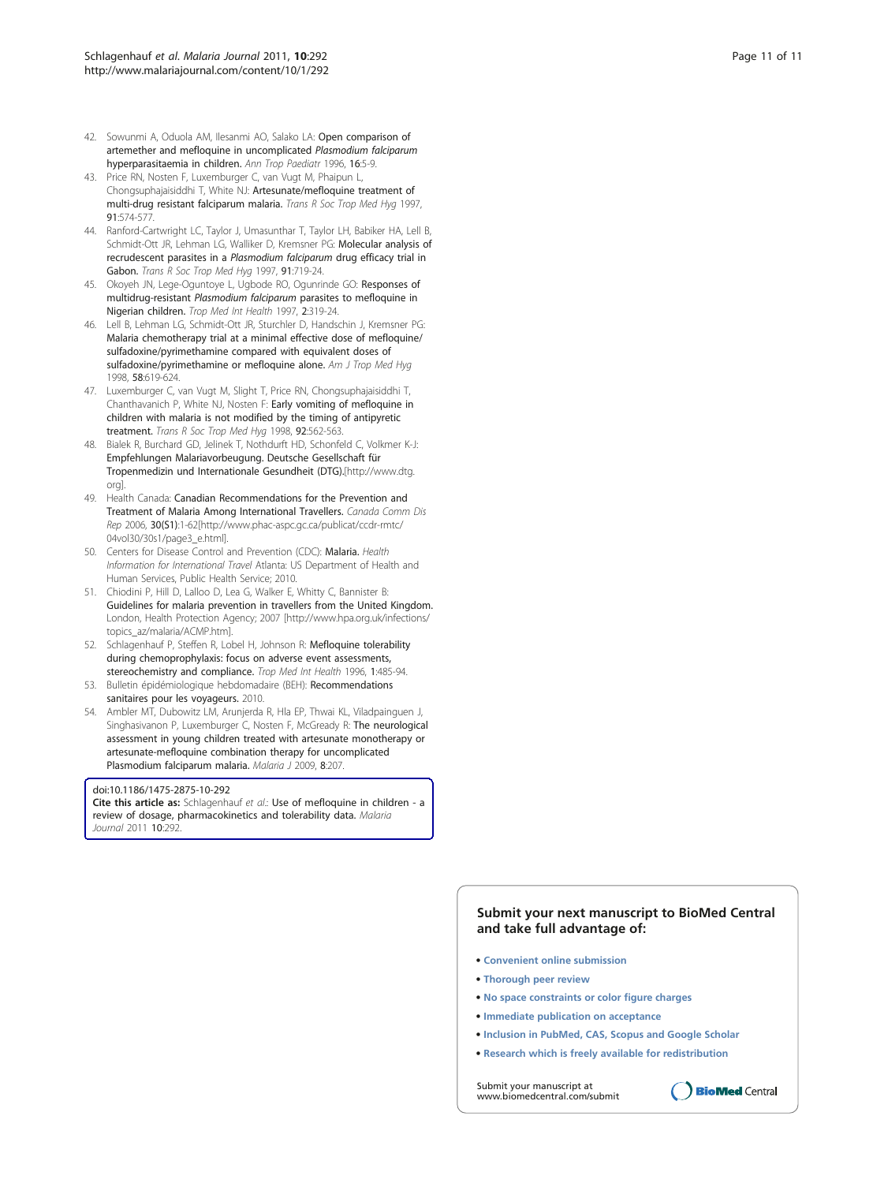42. Sowunmi A, Oduola AM, Ilesanmi AO, Salako LA: **Open comparison of artemether and mefloquine in uncomplicated *Plasmodium falciparum* hyperparasitaemia in children.** *Ann Trop Paediatr* 1996, **16**:5-9.
43. Price RN, Nosten F, Luxemburger C, van Vugt M, Phaipun L, Chongsuphajaisiddhi T, White NJ: **Artesunate/mefloquine treatment of multi-drug resistant falciparum malaria.** *Trans R Soc Trop Med Hyg* 1997, **91**:574-577.
44. Ranford-Cartwright LC, Taylor J, Umasunthar T, Taylor LH, Babiker HA, Lell B, Schmidt-Ott JR, Lehman LG, Walliker D, Kremsner PG: **Molecular analysis of recrudescent parasites in a *Plasmodium falciparum* drug efficacy trial in Gabon.** *Trans R Soc Trop Med Hyg* 1997, **91**:719-24.
45. Okoyeh JN, Lege-Oguntoye L, Ugbode RO, Ogunrinde GO: **Responses of multidrug-resistant *Plasmodium falciparum* parasites to mefloquine in Nigerian children.** *Trop Med Int Health* 1997, **2**:319-24.
46. Lell B, Lehman LG, Schmidt-Ott JR, Sturchler D, Handschin J, Kremsner PG: **Malaria chemotherapy trial at a minimal effective dose of mefloquine/sulfadoxine/pyrimethamine compared with equivalent doses of sulfadoxine/pyrimethamine or mefloquine alone.** *Am J Trop Med Hyg* 1998, **58**:619-624.
47. Luxemburger C, van Vugt M, Slight T, Price RN, Chongsuphajaisiddhi T, Chanthavanich P, White NJ, Nosten F: **Early vomiting of mefloquine in children with malaria is not modified by the timing of antipyretic treatment.** *Trans R Soc Trop Med Hyg* 1998, **92**:562-563.
48. Bialek R, Burchard GD, Jelinek T, Nothdurft HD, Schonfeld C, Volkmer K-J: **Empfehlungen Malariavorbeugung. Deutsche Gesellschaft für Tropenmedizin und Internationale Gesundheit (DTG).**[http://www.dtg.org].
49. Health Canada: **Canadian Recommendations for the Prevention and Treatment of Malaria Among International Travellers.** *Canada Comm Dis Rep* 2006, **30(S1)**:1-62[http://www.phac-aspc.gc.ca/publicat/ccdr-rmtc/04vol30/30s1/page3_e.html].
50. Centers for Disease Control and Prevention (CDC): **Malaria.** *Health Information for International Travel* Atlanta: US Department of Health and Human Services, Public Health Service; 2010.
51. Chiodini P, Hill D, Lalloo D, Lea G, Walker E, Whitty C, Bannister B: **Guidelines for malaria prevention in travellers from the United Kingdom.** London, Health Protection Agency; 2007 [http://www.hpa.org.uk/infections/topics_az/malaria/ACMP.htm].
52. Schlagenhauf P, Steffen R, Lobel H, Johnson R: **Mefloquine tolerability during chemoprophylaxis: focus on adverse event assessments, stereochemistry and compliance.** *Trop Med Int Health* 1996, **1**:485-94.
53. Bulletin épidémiologique hebdomadaire (BEH): **Recommendations sanitaires pour les voyageurs.** 2010.
54. Ambler MT, Dubowitz LM, Arunjerda R, Hla EP, Thwai KL, Viladpainguen J, Singhasivanon P, Luxemburger C, Nosten F, McGready R: **The neurological assessment in young children treated with artesunate monotherapy or artesunate-mefloquine combination therapy for uncomplicated Plasmodium falciparum malaria.** *Malaria J* 2009, **8**:207.

doi:10.1186/1475-2875-10-292
**Cite this article as:** Schlagenhauf *et al.*: Use of mefloquine in children - a review of dosage, pharmacokinetics and tolerability data. *Malaria Journal* 2011 **10**:292.

**Submit your next manuscript to BioMed Central and take full advantage of:**

- **Convenient online submission**
- **Thorough peer review**
- **No space constraints or color figure charges**
- **Immediate publication on acceptance**
- **Inclusion in PubMed, CAS, Scopus and Google Scholar**
- **Research which is freely available for redistribution**

Submit your manuscript at
www.biomedcentral.com/submit

BioMed Central